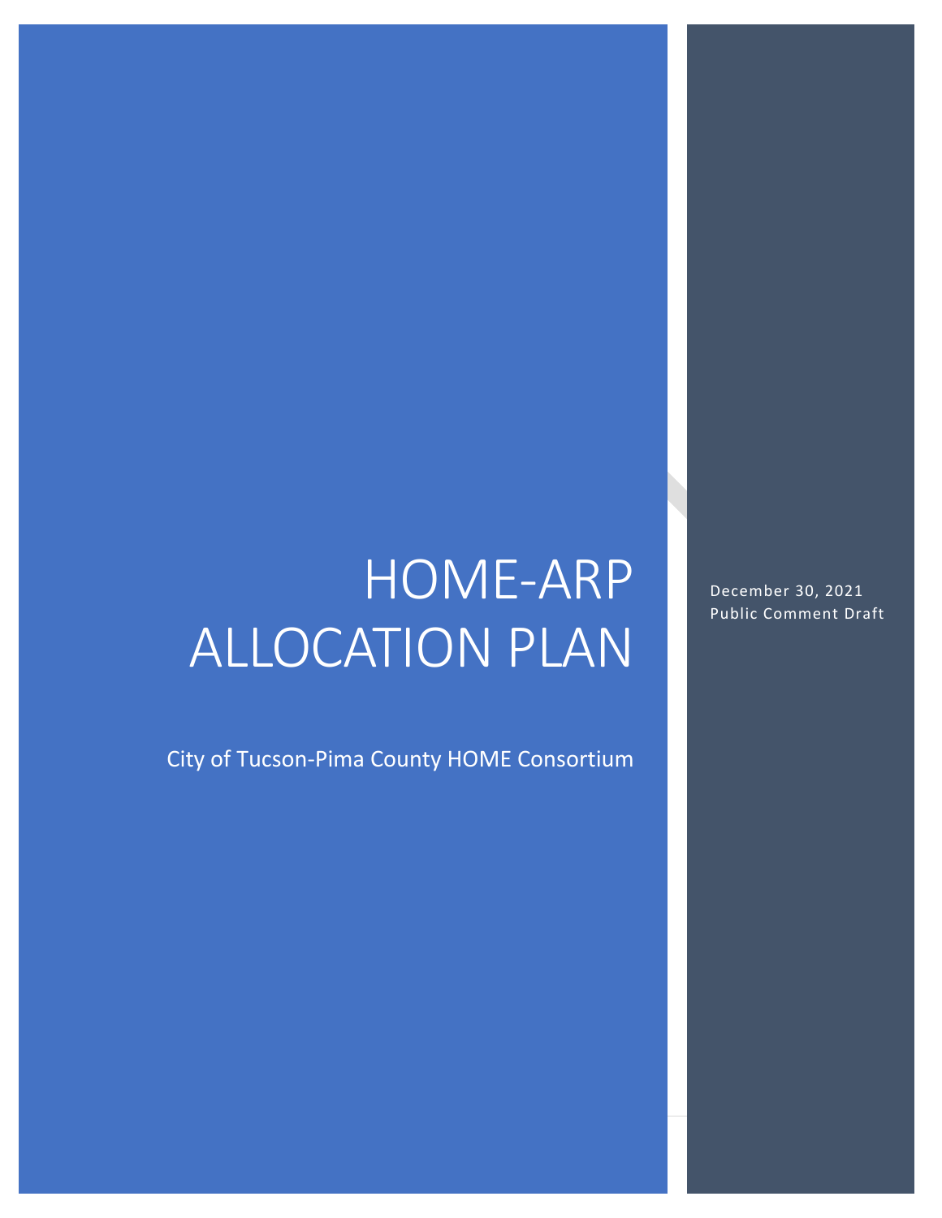# HOME-ARP ALLOCATION PLAN

City of Tucson-Pima County HOME Consortium

December 30, 2021
Public Comment Draft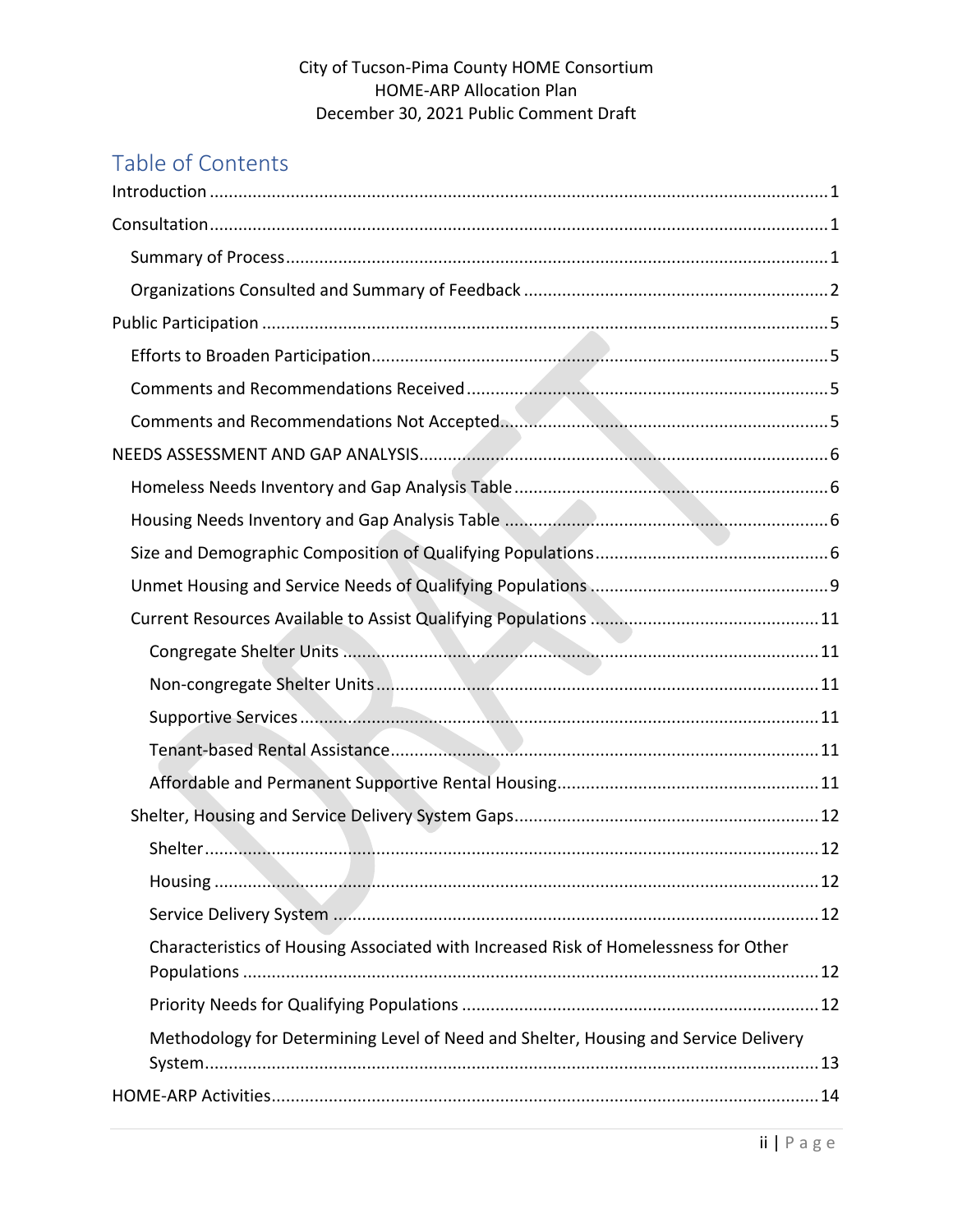City of Tucson-Pima County HOME Consortium
HOME-ARP Allocation Plan
December 30, 2021 Public Comment Draft

# Table of Contents

- Introduction ........ 1
- Consultation ........ 1
  - Summary of Process ........ 1
  - Organizations Consulted and Summary of Feedback ........ 2
- Public Participation ........ 5
  - Efforts to Broaden Participation ........ 5
  - Comments and Recommendations Received ........ 5
  - Comments and Recommendations Not Accepted ........ 5
- NEEDS ASSESSMENT AND GAP ANALYSIS ........ 6
  - Homeless Needs Inventory and Gap Analysis Table ........ 6
  - Housing Needs Inventory and Gap Analysis Table ........ 6
  - Size and Demographic Composition of Qualifying Populations ........ 6
  - Unmet Housing and Service Needs of Qualifying Populations ........ 9
  - Current Resources Available to Assist Qualifying Populations ........ 11
    - Congregate Shelter Units ........ 11
    - Non-congregate Shelter Units ........ 11
    - Supportive Services ........ 11
    - Tenant-based Rental Assistance ........ 11
    - Affordable and Permanent Supportive Rental Housing ........ 11
  - Shelter, Housing and Service Delivery System Gaps ........ 12
    - Shelter ........ 12
    - Housing ........ 12
    - Service Delivery System ........ 12
    - Characteristics of Housing Associated with Increased Risk of Homelessness for Other Populations ........ 12
    - Priority Needs for Qualifying Populations ........ 12
    - Methodology for Determining Level of Need and Shelter, Housing and Service Delivery System ........ 13
- HOME-ARP Activities ........ 14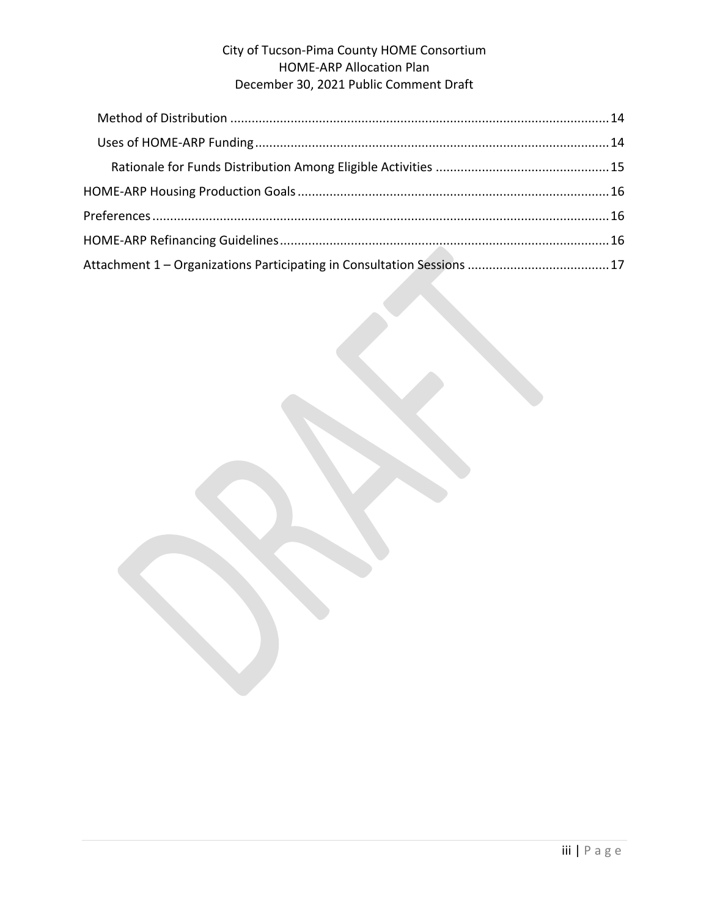- Method of Distribution .......... 14
- Uses of HOME-ARP Funding .......... 14
  - Rationale for Funds Distribution Among Eligible Activities .......... 15

HOME-ARP Housing Production Goals .......... 16

Preferences .......... 16

HOME-ARP Refinancing Guidelines .......... 16

Attachment 1 – Organizations Participating in Consultation Sessions .......... 17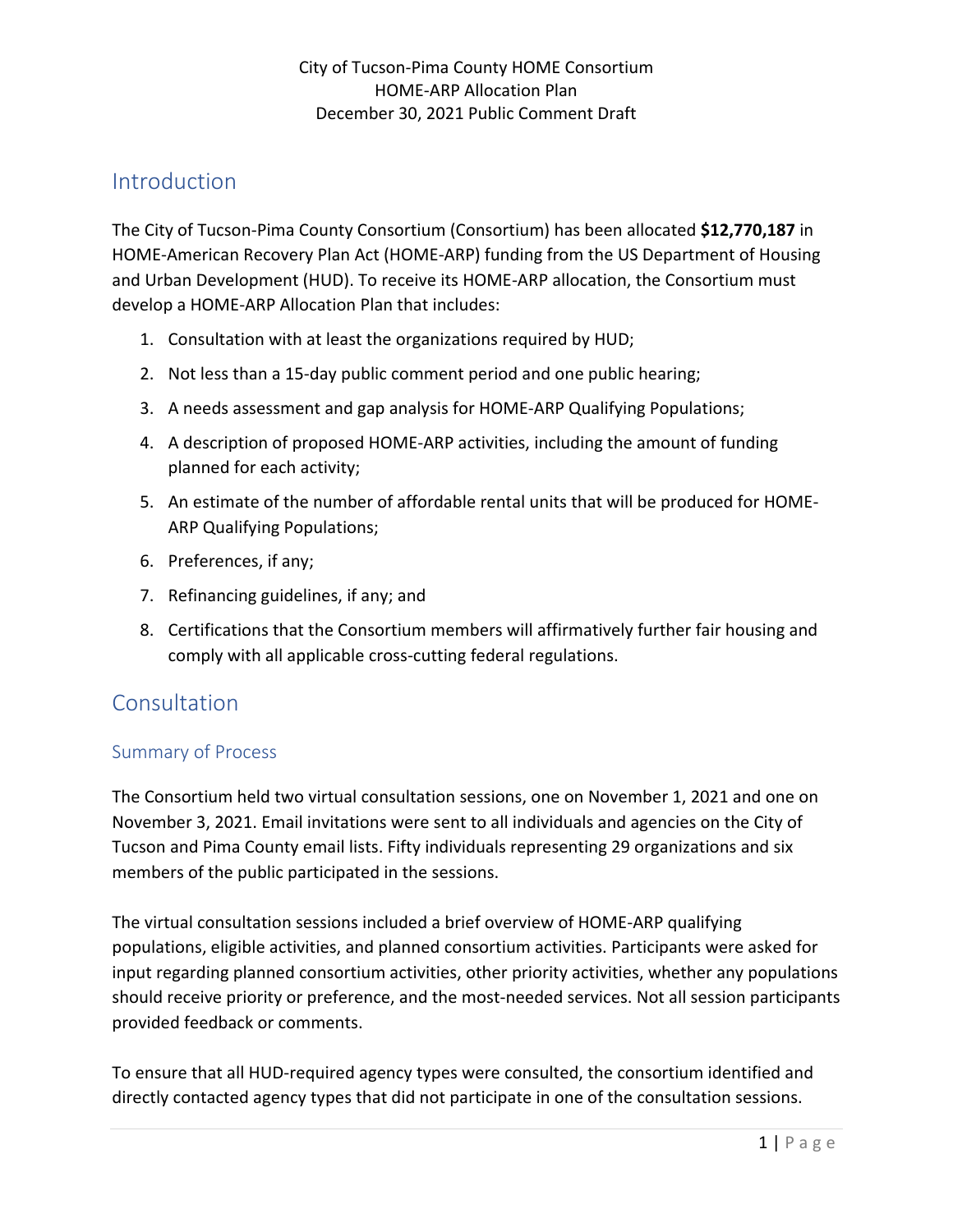# Introduction

The City of Tucson-Pima County Consortium (Consortium) has been allocated **$12,770,187** in HOME-American Recovery Plan Act (HOME-ARP) funding from the US Department of Housing and Urban Development (HUD). To receive its HOME-ARP allocation, the Consortium must develop a HOME-ARP Allocation Plan that includes:

1. Consultation with at least the organizations required by HUD;
2. Not less than a 15-day public comment period and one public hearing;
3. A needs assessment and gap analysis for HOME-ARP Qualifying Populations;
4. A description of proposed HOME-ARP activities, including the amount of funding planned for each activity;
5. An estimate of the number of affordable rental units that will be produced for HOME-ARP Qualifying Populations;
6. Preferences, if any;
7. Refinancing guidelines, if any; and
8. Certifications that the Consortium members will affirmatively further fair housing and comply with all applicable cross-cutting federal regulations.

# Consultation

## Summary of Process

The Consortium held two virtual consultation sessions, one on November 1, 2021 and one on November 3, 2021. Email invitations were sent to all individuals and agencies on the City of Tucson and Pima County email lists. Fifty individuals representing 29 organizations and six members of the public participated in the sessions.

The virtual consultation sessions included a brief overview of HOME-ARP qualifying populations, eligible activities, and planned consortium activities. Participants were asked for input regarding planned consortium activities, other priority activities, whether any populations should receive priority or preference, and the most-needed services. Not all session participants provided feedback or comments.

To ensure that all HUD-required agency types were consulted, the consortium identified and directly contacted agency types that did not participate in one of the consultation sessions.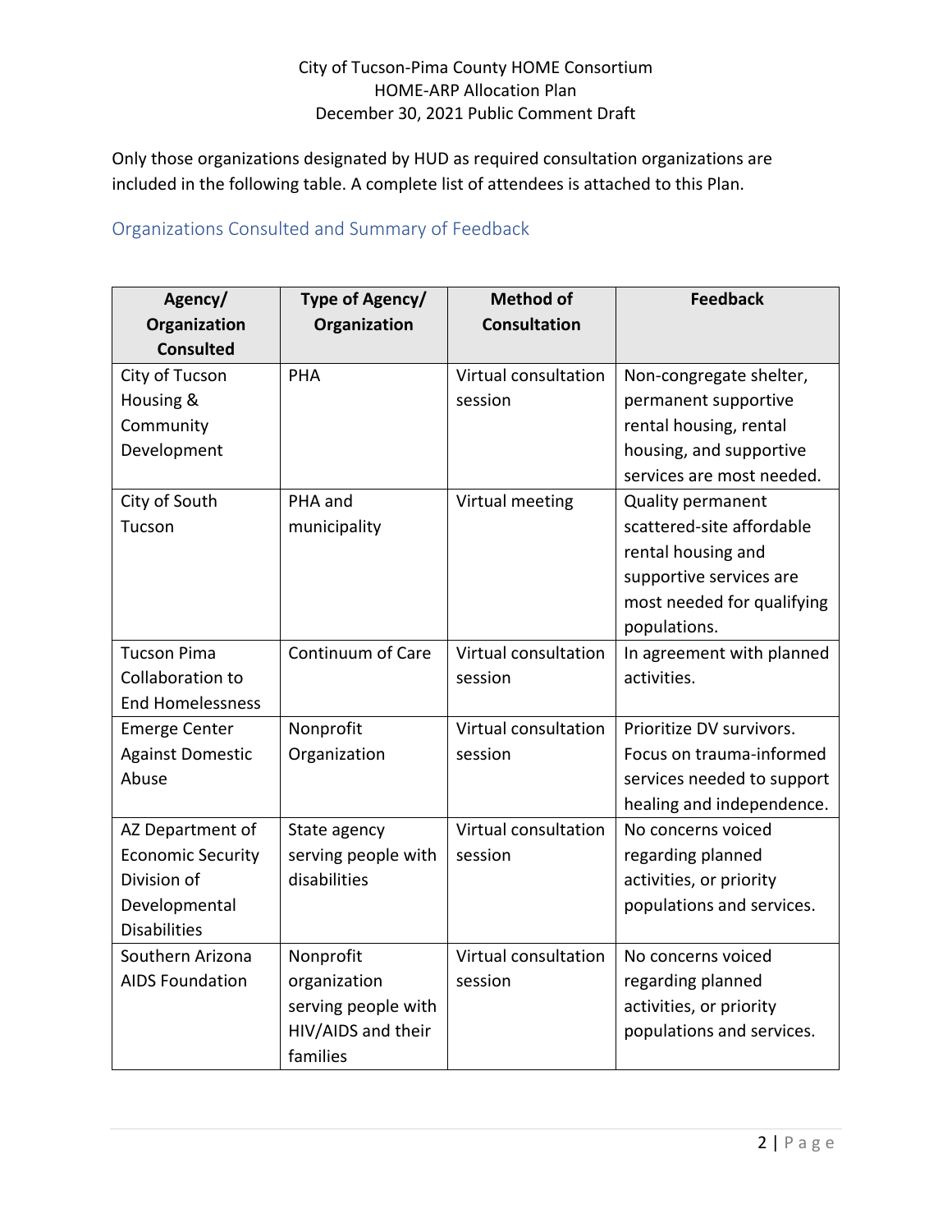Only those organizations designated by HUD as required consultation organizations are included in the following table. A complete list of attendees is attached to this Plan.

## Organizations Consulted and Summary of Feedback

| Agency/ Organization Consulted | Type of Agency/ Organization | Method of Consultation | Feedback |
|---|---|---|---|
| City of Tucson Housing & Community Development | PHA | Virtual consultation session | Non-congregate shelter, permanent supportive rental housing, rental housing, and supportive services are most needed. |
| City of South Tucson | PHA and municipality | Virtual meeting | Quality permanent scattered-site affordable rental housing and supportive services are most needed for qualifying populations. |
| Tucson Pima Collaboration to End Homelessness | Continuum of Care | Virtual consultation session | In agreement with planned activities. |
| Emerge Center Against Domestic Abuse | Nonprofit Organization | Virtual consultation session | Prioritize DV survivors. Focus on trauma-informed services needed to support healing and independence. |
| AZ Department of Economic Security Division of Developmental Disabilities | State agency serving people with disabilities | Virtual consultation session | No concerns voiced regarding planned activities, or priority populations and services. |
| Southern Arizona AIDS Foundation | Nonprofit organization serving people with HIV/AIDS and their families | Virtual consultation session | No concerns voiced regarding planned activities, or priority populations and services. |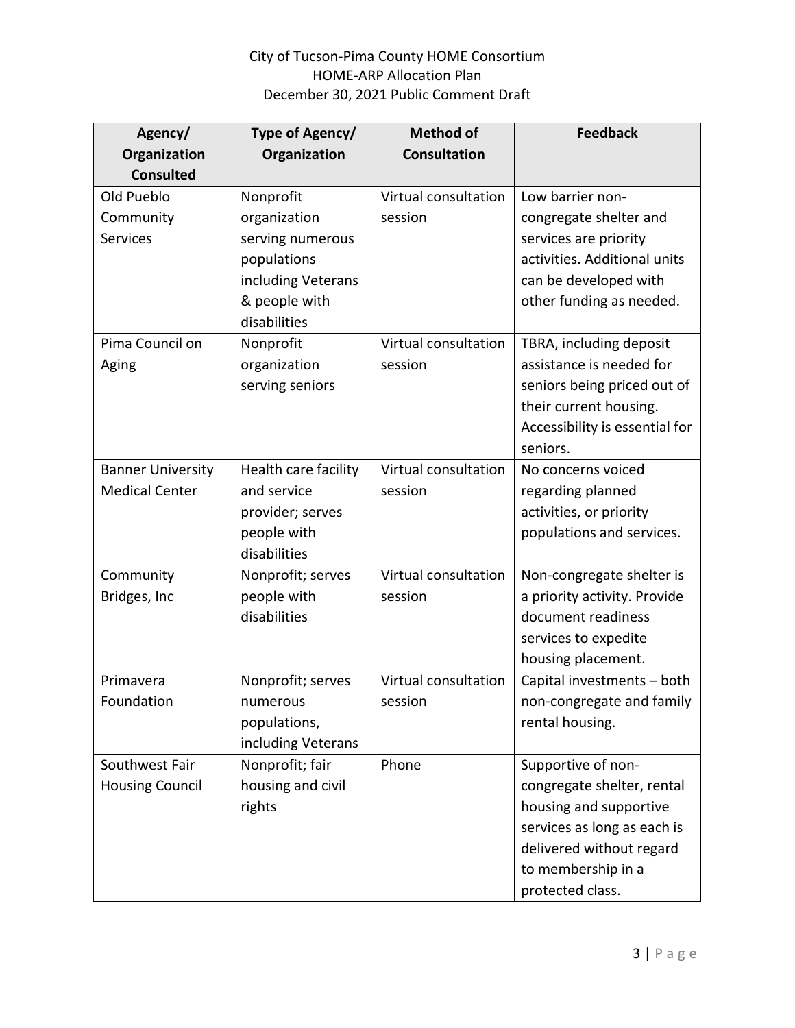| Agency/ Organization Consulted | Type of Agency/ Organization | Method of Consultation | Feedback |
|---|---|---|---|
| Old Pueblo Community Services | Nonprofit organization serving numerous populations including Veterans & people with disabilities | Virtual consultation session | Low barrier non-congregate shelter and services are priority activities. Additional units can be developed with other funding as needed. |
| Pima Council on Aging | Nonprofit organization serving seniors | Virtual consultation session | TBRA, including deposit assistance is needed for seniors being priced out of their current housing. Accessibility is essential for seniors. |
| Banner University Medical Center | Health care facility and service provider; serves people with disabilities | Virtual consultation session | No concerns voiced regarding planned activities, or priority populations and services. |
| Community Bridges, Inc | Nonprofit; serves people with disabilities | Virtual consultation session | Non-congregate shelter is a priority activity. Provide document readiness services to expedite housing placement. |
| Primavera Foundation | Nonprofit; serves numerous populations, including Veterans | Virtual consultation session | Capital investments – both non-congregate and family rental housing. |
| Southwest Fair Housing Council | Nonprofit; fair housing and civil rights | Phone | Supportive of non-congregate shelter, rental housing and supportive services as long as each is delivered without regard to membership in a protected class. |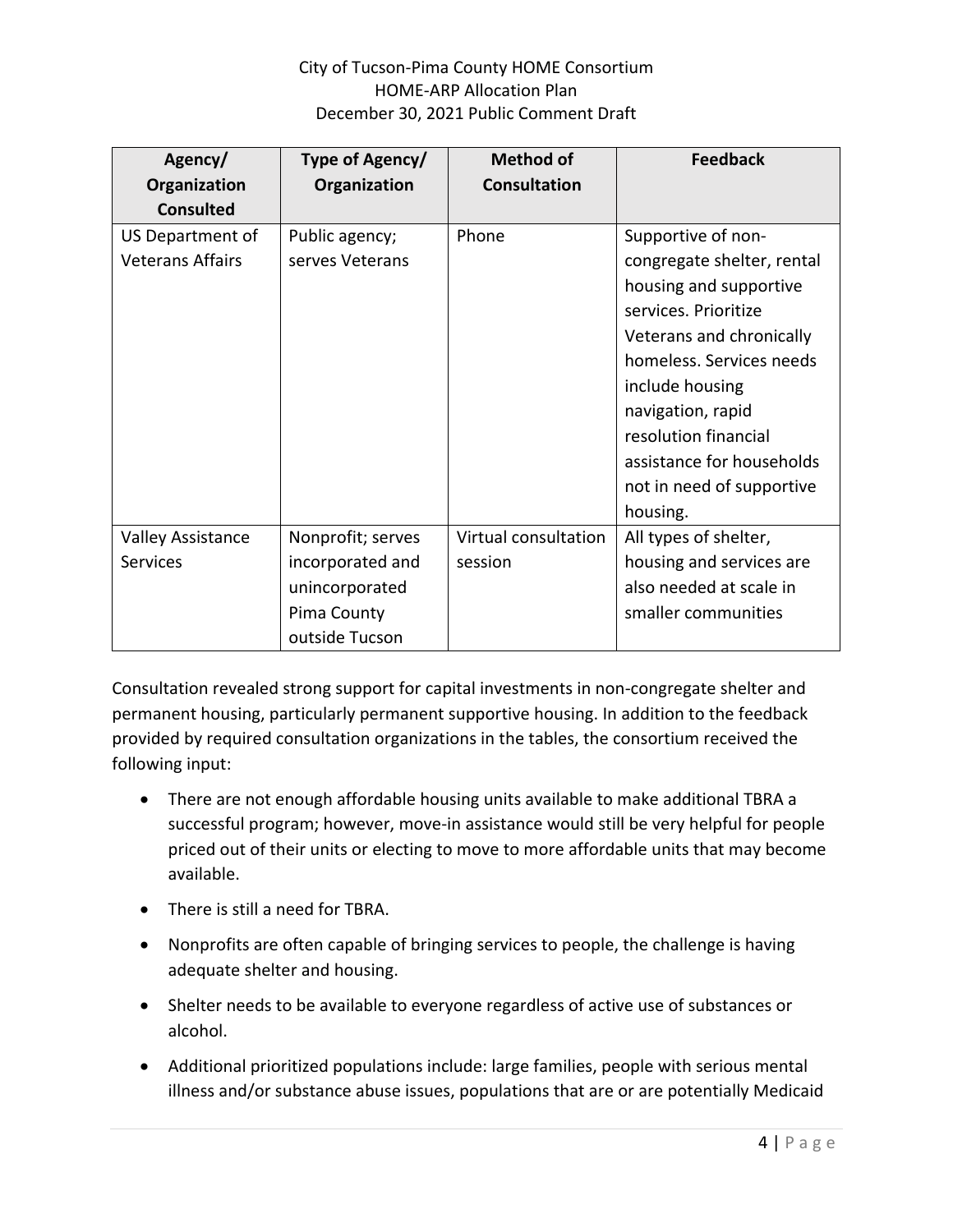| Agency/ Organization Consulted | Type of Agency/ Organization | Method of Consultation | Feedback |
|---|---|---|---|
| US Department of Veterans Affairs | Public agency; serves Veterans | Phone | Supportive of non-congregate shelter, rental housing and supportive services. Prioritize Veterans and chronically homeless. Services needs include housing navigation, rapid resolution financial assistance for households not in need of supportive housing. |
| Valley Assistance Services | Nonprofit; serves incorporated and unincorporated Pima County outside Tucson | Virtual consultation session | All types of shelter, housing and services are also needed at scale in smaller communities |

Consultation revealed strong support for capital investments in non-congregate shelter and permanent housing, particularly permanent supportive housing. In addition to the feedback provided by required consultation organizations in the tables, the consortium received the following input:

- There are not enough affordable housing units available to make additional TBRA a successful program; however, move-in assistance would still be very helpful for people priced out of their units or electing to move to more affordable units that may become available.
- There is still a need for TBRA.
- Nonprofits are often capable of bringing services to people, the challenge is having adequate shelter and housing.
- Shelter needs to be available to everyone regardless of active use of substances or alcohol.
- Additional prioritized populations include: large families, people with serious mental illness and/or substance abuse issues, populations that are or are potentially Medicaid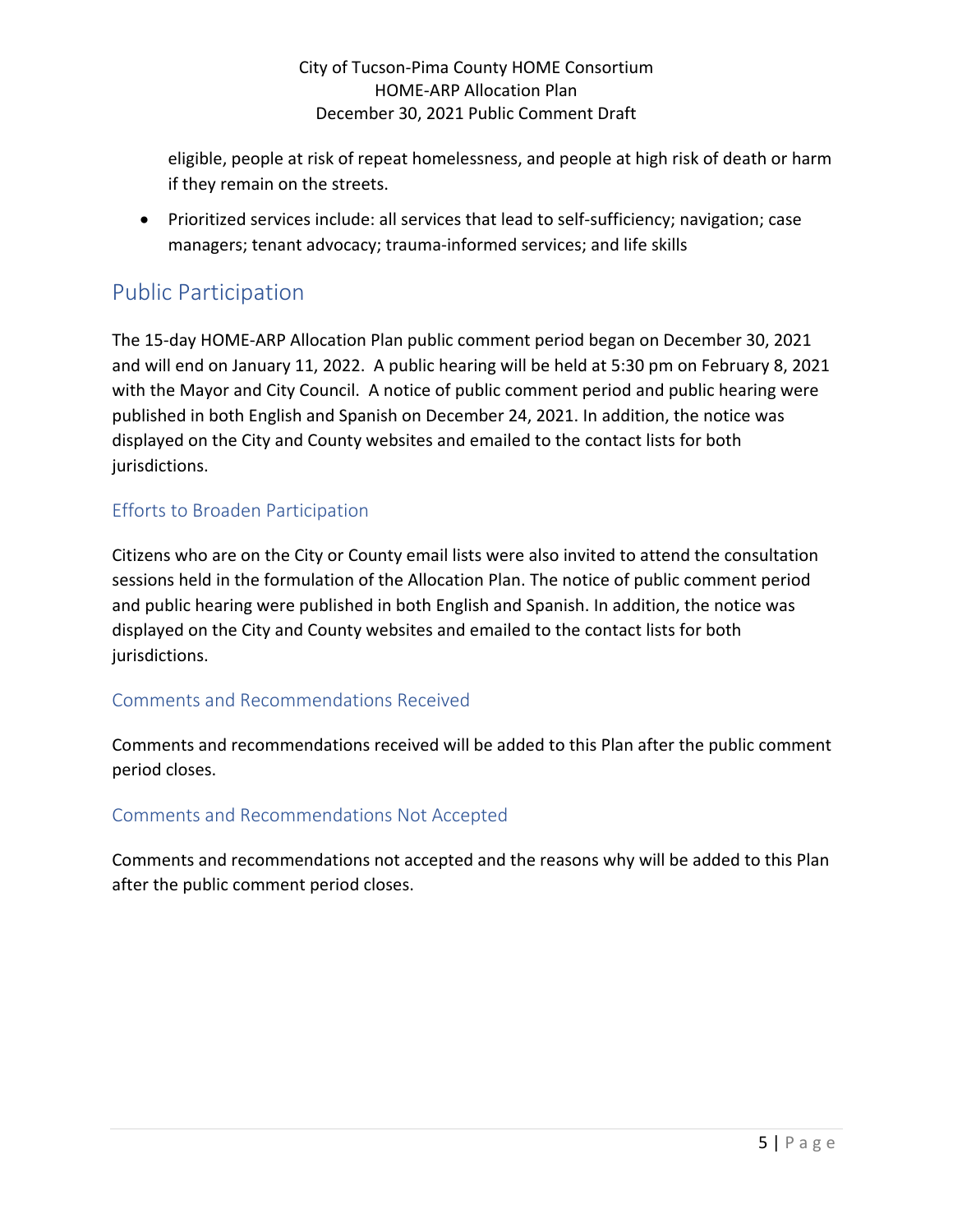eligible, people at risk of repeat homelessness, and people at high risk of death or harm if they remain on the streets.

- Prioritized services include: all services that lead to self-sufficiency; navigation; case managers; tenant advocacy; trauma-informed services; and life skills

## Public Participation

The 15-day HOME-ARP Allocation Plan public comment period began on December 30, 2021 and will end on January 11, 2022. A public hearing will be held at 5:30 pm on February 8, 2021 with the Mayor and City Council. A notice of public comment period and public hearing were published in both English and Spanish on December 24, 2021. In addition, the notice was displayed on the City and County websites and emailed to the contact lists for both jurisdictions.

### Efforts to Broaden Participation

Citizens who are on the City or County email lists were also invited to attend the consultation sessions held in the formulation of the Allocation Plan. The notice of public comment period and public hearing were published in both English and Spanish. In addition, the notice was displayed on the City and County websites and emailed to the contact lists for both jurisdictions.

### Comments and Recommendations Received

Comments and recommendations received will be added to this Plan after the public comment period closes.

### Comments and Recommendations Not Accepted

Comments and recommendations not accepted and the reasons why will be added to this Plan after the public comment period closes.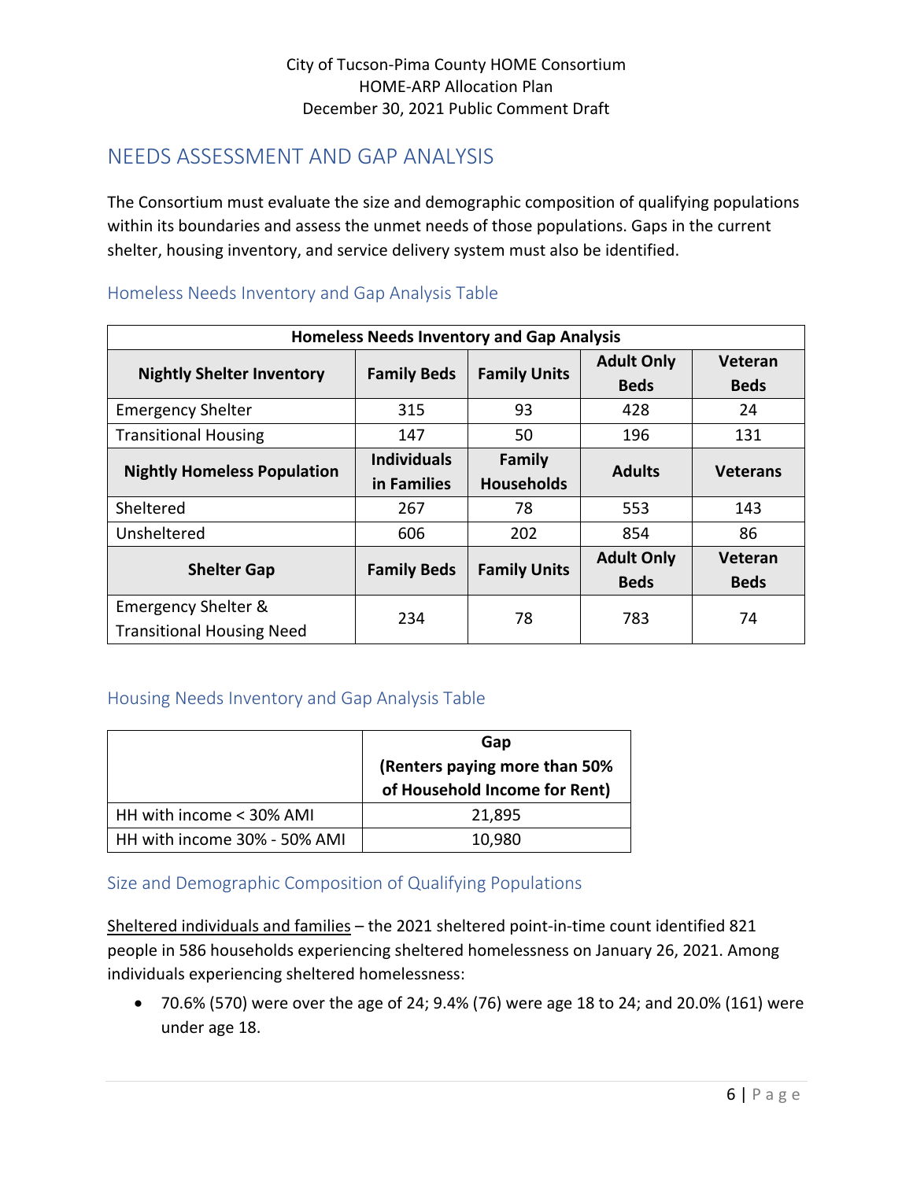## NEEDS ASSESSMENT AND GAP ANALYSIS

The Consortium must evaluate the size and demographic composition of qualifying populations within its boundaries and assess the unmet needs of those populations. Gaps in the current shelter, housing inventory, and service delivery system must also be identified.

### Homeless Needs Inventory and Gap Analysis Table

| Homeless Needs Inventory and Gap Analysis | | | | |
|---|---|---|---|---|
| **Nightly Shelter Inventory** | **Family Beds** | **Family Units** | **Adult Only Beds** | **Veteran Beds** |
| Emergency Shelter | 315 | 93 | 428 | 24 |
| Transitional Housing | 147 | 50 | 196 | 131 |
| **Nightly Homeless Population** | **Individuals in Families** | **Family Households** | **Adults** | **Veterans** |
| Sheltered | 267 | 78 | 553 | 143 |
| Unsheltered | 606 | 202 | 854 | 86 |
| **Shelter Gap** | **Family Beds** | **Family Units** | **Adult Only Beds** | **Veteran Beds** |
| Emergency Shelter & Transitional Housing Need | 234 | 78 | 783 | 74 |

### Housing Needs Inventory and Gap Analysis Table

| | Gap (Renters paying more than 50% of Household Income for Rent) |
|---|---|
| HH with income < 30% AMI | 21,895 |
| HH with income 30% - 50% AMI | 10,980 |

### Size and Demographic Composition of Qualifying Populations

Sheltered individuals and families – the 2021 sheltered point-in-time count identified 821 people in 586 households experiencing sheltered homelessness on January 26, 2021. Among individuals experiencing sheltered homelessness:

- 70.6% (570) were over the age of 24; 9.4% (76) were age 18 to 24; and 20.0% (161) were under age 18.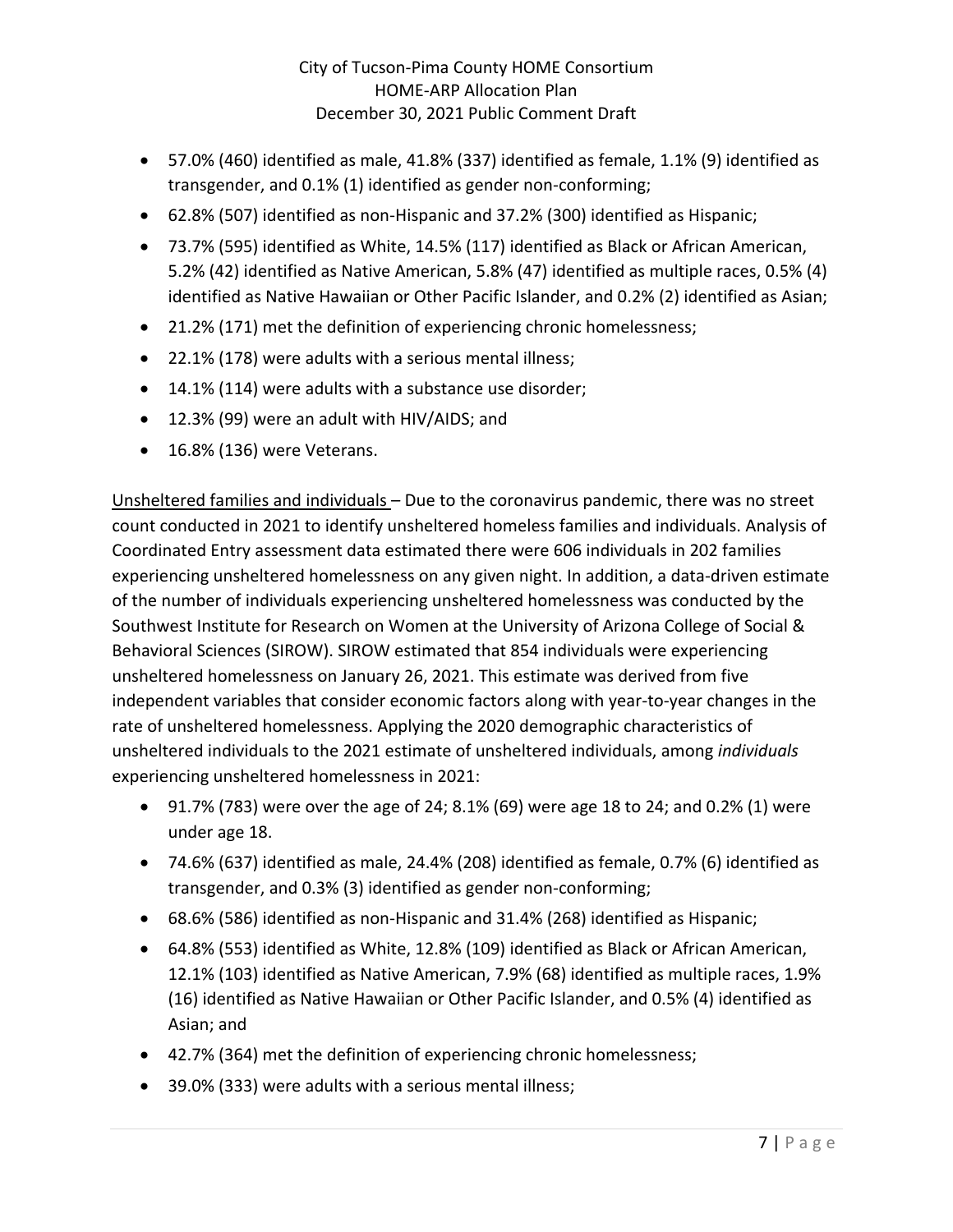- 57.0% (460) identified as male, 41.8% (337) identified as female, 1.1% (9) identified as transgender, and 0.1% (1) identified as gender non-conforming;
- 62.8% (507) identified as non-Hispanic and 37.2% (300) identified as Hispanic;
- 73.7% (595) identified as White, 14.5% (117) identified as Black or African American, 5.2% (42) identified as Native American, 5.8% (47) identified as multiple races, 0.5% (4) identified as Native Hawaiian or Other Pacific Islander, and 0.2% (2) identified as Asian;
- 21.2% (171) met the definition of experiencing chronic homelessness;
- 22.1% (178) were adults with a serious mental illness;
- 14.1% (114) were adults with a substance use disorder;
- 12.3% (99) were an adult with HIV/AIDS; and
- 16.8% (136) were Veterans.

Unsheltered families and individuals – Due to the coronavirus pandemic, there was no street count conducted in 2021 to identify unsheltered homeless families and individuals. Analysis of Coordinated Entry assessment data estimated there were 606 individuals in 202 families experiencing unsheltered homelessness on any given night. In addition, a data-driven estimate of the number of individuals experiencing unsheltered homelessness was conducted by the Southwest Institute for Research on Women at the University of Arizona College of Social & Behavioral Sciences (SIROW). SIROW estimated that 854 individuals were experiencing unsheltered homelessness on January 26, 2021. This estimate was derived from five independent variables that consider economic factors along with year-to-year changes in the rate of unsheltered homelessness. Applying the 2020 demographic characteristics of unsheltered individuals to the 2021 estimate of unsheltered individuals, among *individuals* experiencing unsheltered homelessness in 2021:

- 91.7% (783) were over the age of 24; 8.1% (69) were age 18 to 24; and 0.2% (1) were under age 18.
- 74.6% (637) identified as male, 24.4% (208) identified as female, 0.7% (6) identified as transgender, and 0.3% (3) identified as gender non-conforming;
- 68.6% (586) identified as non-Hispanic and 31.4% (268) identified as Hispanic;
- 64.8% (553) identified as White, 12.8% (109) identified as Black or African American, 12.1% (103) identified as Native American, 7.9% (68) identified as multiple races, 1.9% (16) identified as Native Hawaiian or Other Pacific Islander, and 0.5% (4) identified as Asian; and
- 42.7% (364) met the definition of experiencing chronic homelessness;
- 39.0% (333) were adults with a serious mental illness;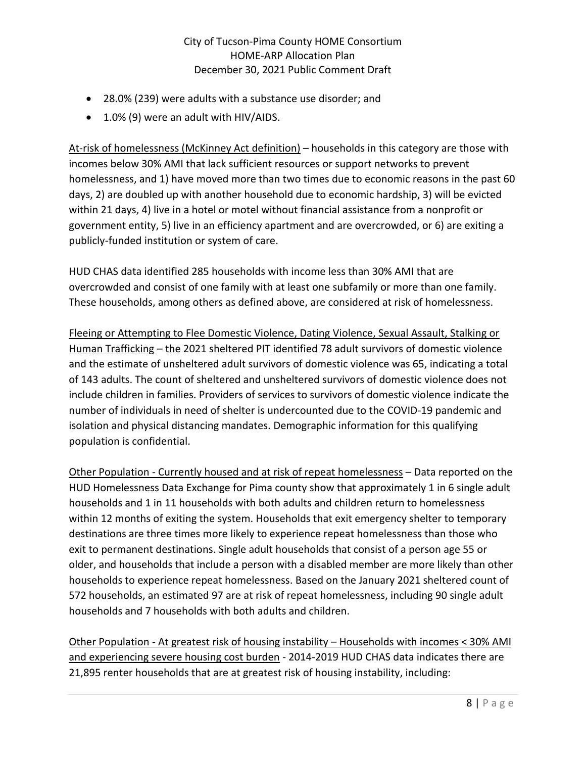- 28.0% (239) were adults with a substance use disorder; and
- 1.0% (9) were an adult with HIV/AIDS.

<u>At-risk of homelessness (McKinney Act definition)</u> – households in this category are those with incomes below 30% AMI that lack sufficient resources or support networks to prevent homelessness, and 1) have moved more than two times due to economic reasons in the past 60 days, 2) are doubled up with another household due to economic hardship, 3) will be evicted within 21 days, 4) live in a hotel or motel without financial assistance from a nonprofit or government entity, 5) live in an efficiency apartment and are overcrowded, or 6) are exiting a publicly-funded institution or system of care.

HUD CHAS data identified 285 households with income less than 30% AMI that are overcrowded and consist of one family with at least one subfamily or more than one family. These households, among others as defined above, are considered at risk of homelessness.

<u>Fleeing or Attempting to Flee Domestic Violence, Dating Violence, Sexual Assault, Stalking or Human Trafficking</u> – the 2021 sheltered PIT identified 78 adult survivors of domestic violence and the estimate of unsheltered adult survivors of domestic violence was 65, indicating a total of 143 adults. The count of sheltered and unsheltered survivors of domestic violence does not include children in families. Providers of services to survivors of domestic violence indicate the number of individuals in need of shelter is undercounted due to the COVID-19 pandemic and isolation and physical distancing mandates. Demographic information for this qualifying population is confidential.

<u>Other Population - Currently housed and at risk of repeat homelessness</u> – Data reported on the HUD Homelessness Data Exchange for Pima county show that approximately 1 in 6 single adult households and 1 in 11 households with both adults and children return to homelessness within 12 months of exiting the system. Households that exit emergency shelter to temporary destinations are three times more likely to experience repeat homelessness than those who exit to permanent destinations. Single adult households that consist of a person age 55 or older, and households that include a person with a disabled member are more likely than other households to experience repeat homelessness. Based on the January 2021 sheltered count of 572 households, an estimated 97 are at risk of repeat homelessness, including 90 single adult households and 7 households with both adults and children.

<u>Other Population - At greatest risk of housing instability – Households with incomes < 30% AMI and experiencing severe housing cost burden</u> - 2014-2019 HUD CHAS data indicates there are 21,895 renter households that are at greatest risk of housing instability, including: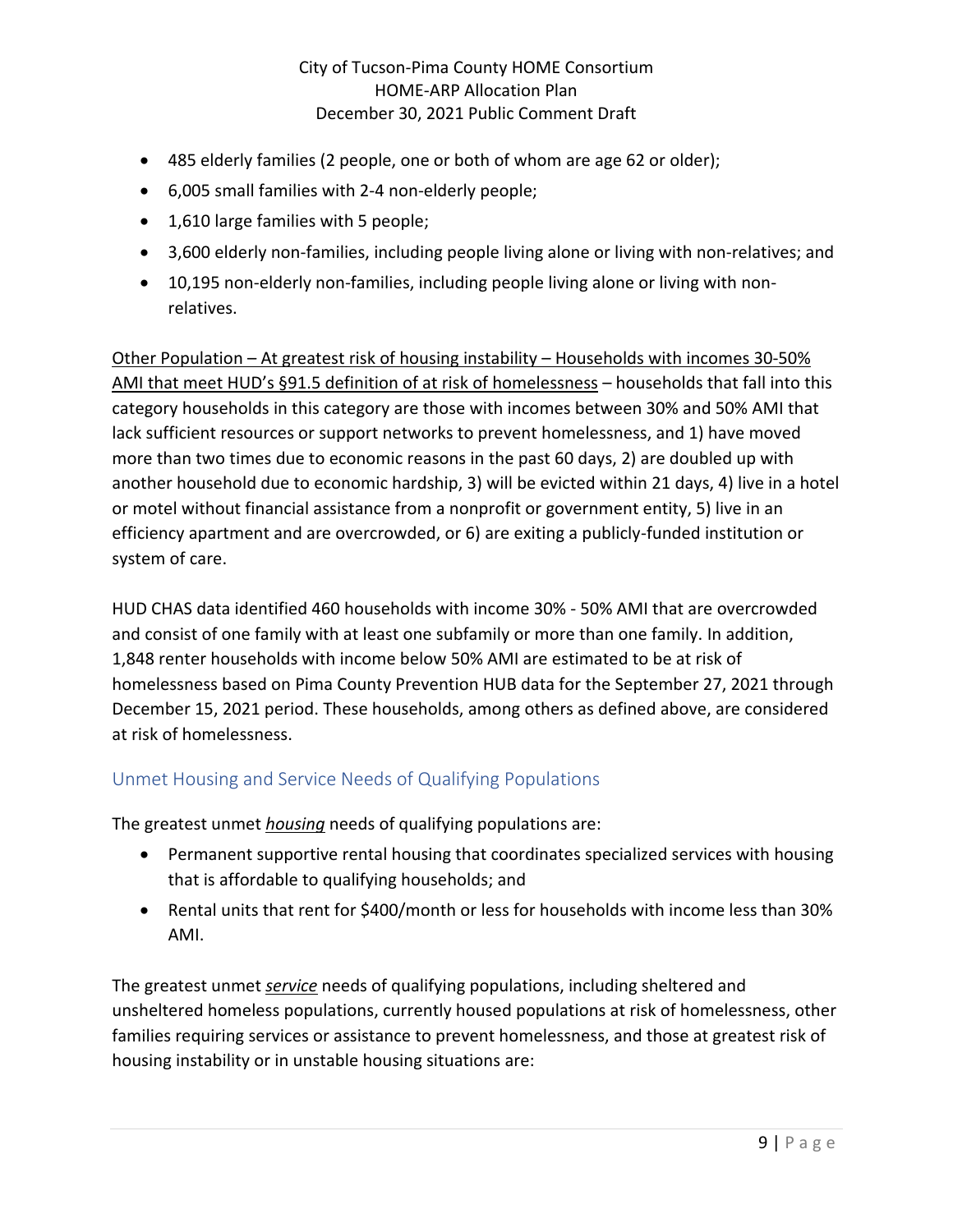- 485 elderly families (2 people, one or both of whom are age 62 or older);
- 6,005 small families with 2-4 non-elderly people;
- 1,610 large families with 5 people;
- 3,600 elderly non-families, including people living alone or living with non-relatives; and
- 10,195 non-elderly non-families, including people living alone or living with non-relatives.

<u>Other Population – At greatest risk of housing instability – Households with incomes 30-50% AMI that meet HUD's §91.5 definition of at risk of homelessness</u> – households that fall into this category households in this category are those with incomes between 30% and 50% AMI that lack sufficient resources or support networks to prevent homelessness, and 1) have moved more than two times due to economic reasons in the past 60 days, 2) are doubled up with another household due to economic hardship, 3) will be evicted within 21 days, 4) live in a hotel or motel without financial assistance from a nonprofit or government entity, 5) live in an efficiency apartment and are overcrowded, or 6) are exiting a publicly-funded institution or system of care.

HUD CHAS data identified 460 households with income 30% - 50% AMI that are overcrowded and consist of one family with at least one subfamily or more than one family. In addition, 1,848 renter households with income below 50% AMI are estimated to be at risk of homelessness based on Pima County Prevention HUB data for the September 27, 2021 through December 15, 2021 period. These households, among others as defined above, are considered at risk of homelessness.

## Unmet Housing and Service Needs of Qualifying Populations

The greatest unmet ***<u>housing</u>*** needs of qualifying populations are:

- Permanent supportive rental housing that coordinates specialized services with housing that is affordable to qualifying households; and
- Rental units that rent for $400/month or less for households with income less than 30% AMI.

The greatest unmet ***<u>service</u>*** needs of qualifying populations, including sheltered and unsheltered homeless populations, currently housed populations at risk of homelessness, other families requiring services or assistance to prevent homelessness, and those at greatest risk of housing instability or in unstable housing situations are: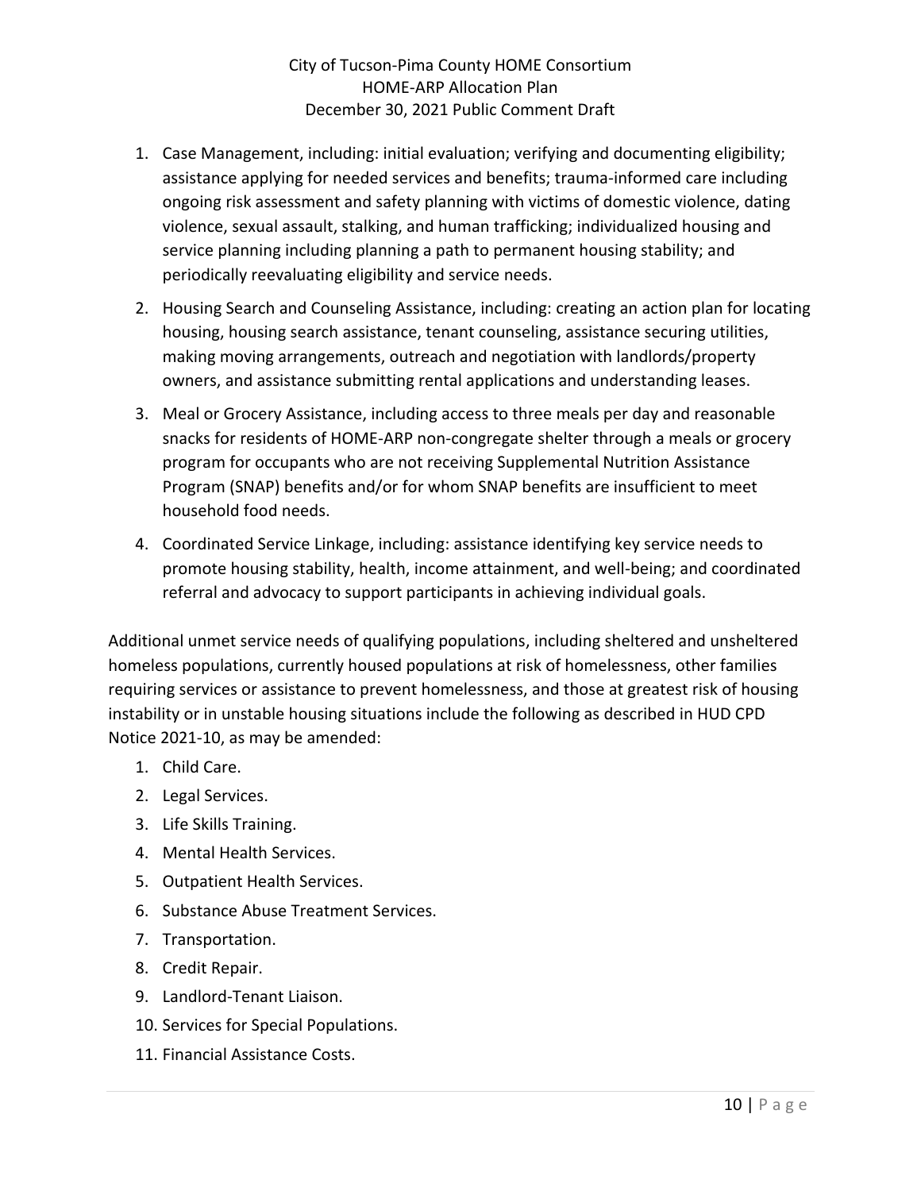1. Case Management, including: initial evaluation; verifying and documenting eligibility; assistance applying for needed services and benefits; trauma-informed care including ongoing risk assessment and safety planning with victims of domestic violence, dating violence, sexual assault, stalking, and human trafficking; individualized housing and service planning including planning a path to permanent housing stability; and periodically reevaluating eligibility and service needs.
2. Housing Search and Counseling Assistance, including: creating an action plan for locating housing, housing search assistance, tenant counseling, assistance securing utilities, making moving arrangements, outreach and negotiation with landlords/property owners, and assistance submitting rental applications and understanding leases.
3. Meal or Grocery Assistance, including access to three meals per day and reasonable snacks for residents of HOME-ARP non-congregate shelter through a meals or grocery program for occupants who are not receiving Supplemental Nutrition Assistance Program (SNAP) benefits and/or for whom SNAP benefits are insufficient to meet household food needs.
4. Coordinated Service Linkage, including: assistance identifying key service needs to promote housing stability, health, income attainment, and well-being; and coordinated referral and advocacy to support participants in achieving individual goals.

Additional unmet service needs of qualifying populations, including sheltered and unsheltered homeless populations, currently housed populations at risk of homelessness, other families requiring services or assistance to prevent homelessness, and those at greatest risk of housing instability or in unstable housing situations include the following as described in HUD CPD Notice 2021-10, as may be amended:

1. Child Care.
2. Legal Services.
3. Life Skills Training.
4. Mental Health Services.
5. Outpatient Health Services.
6. Substance Abuse Treatment Services.
7. Transportation.
8. Credit Repair.
9. Landlord-Tenant Liaison.
10. Services for Special Populations.
11. Financial Assistance Costs.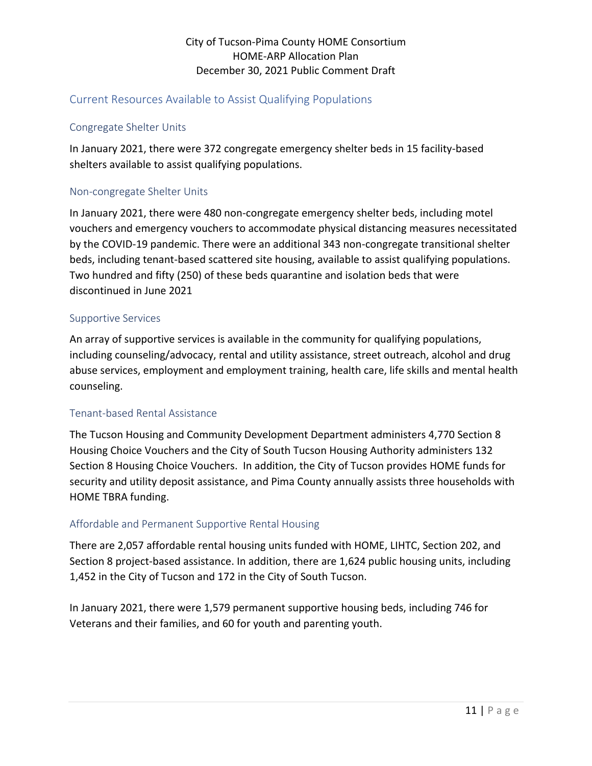## Current Resources Available to Assist Qualifying Populations

### Congregate Shelter Units

In January 2021, there were 372 congregate emergency shelter beds in 15 facility-based shelters available to assist qualifying populations.

### Non-congregate Shelter Units

In January 2021, there were 480 non-congregate emergency shelter beds, including motel vouchers and emergency vouchers to accommodate physical distancing measures necessitated by the COVID-19 pandemic. There were an additional 343 non-congregate transitional shelter beds, including tenant-based scattered site housing, available to assist qualifying populations. Two hundred and fifty (250) of these beds quarantine and isolation beds that were discontinued in June 2021

### Supportive Services

An array of supportive services is available in the community for qualifying populations, including counseling/advocacy, rental and utility assistance, street outreach, alcohol and drug abuse services, employment and employment training, health care, life skills and mental health counseling.

### Tenant-based Rental Assistance

The Tucson Housing and Community Development Department administers 4,770 Section 8 Housing Choice Vouchers and the City of South Tucson Housing Authority administers 132 Section 8 Housing Choice Vouchers. In addition, the City of Tucson provides HOME funds for security and utility deposit assistance, and Pima County annually assists three households with HOME TBRA funding.

### Affordable and Permanent Supportive Rental Housing

There are 2,057 affordable rental housing units funded with HOME, LIHTC, Section 202, and Section 8 project-based assistance. In addition, there are 1,624 public housing units, including 1,452 in the City of Tucson and 172 in the City of South Tucson.

In January 2021, there were 1,579 permanent supportive housing beds, including 746 for Veterans and their families, and 60 for youth and parenting youth.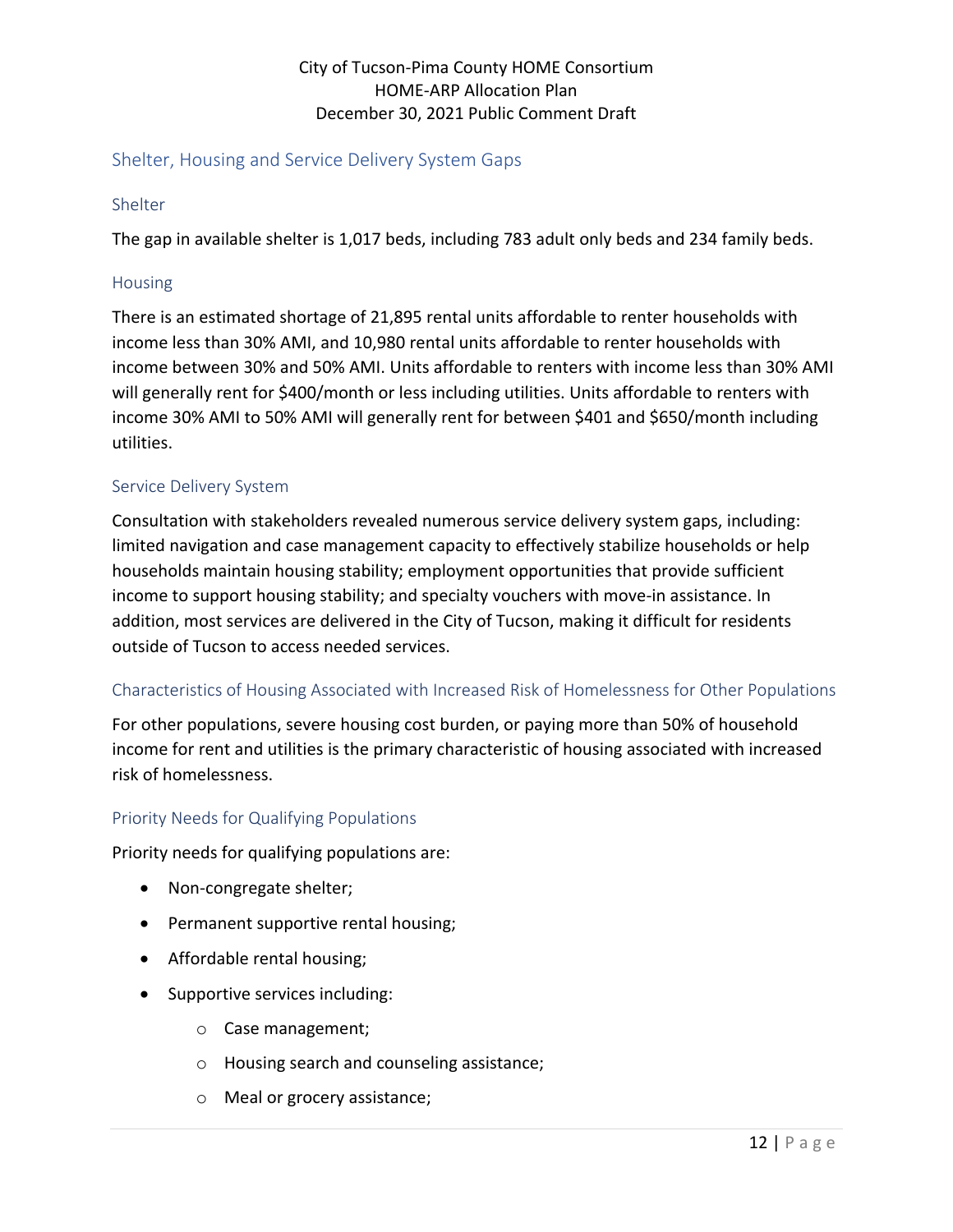## Shelter, Housing and Service Delivery System Gaps

### Shelter

The gap in available shelter is 1,017 beds, including 783 adult only beds and 234 family beds.

### Housing

There is an estimated shortage of 21,895 rental units affordable to renter households with income less than 30% AMI, and 10,980 rental units affordable to renter households with income between 30% and 50% AMI. Units affordable to renters with income less than 30% AMI will generally rent for $400/month or less including utilities. Units affordable to renters with income 30% AMI to 50% AMI will generally rent for between $401 and $650/month including utilities.

### Service Delivery System

Consultation with stakeholders revealed numerous service delivery system gaps, including: limited navigation and case management capacity to effectively stabilize households or help households maintain housing stability; employment opportunities that provide sufficient income to support housing stability; and specialty vouchers with move-in assistance. In addition, most services are delivered in the City of Tucson, making it difficult for residents outside of Tucson to access needed services.

## Characteristics of Housing Associated with Increased Risk of Homelessness for Other Populations

For other populations, severe housing cost burden, or paying more than 50% of household income for rent and utilities is the primary characteristic of housing associated with increased risk of homelessness.

## Priority Needs for Qualifying Populations

Priority needs for qualifying populations are:

- Non-congregate shelter;
- Permanent supportive rental housing;
- Affordable rental housing;
- Supportive services including:
  - Case management;
  - Housing search and counseling assistance;
  - Meal or grocery assistance;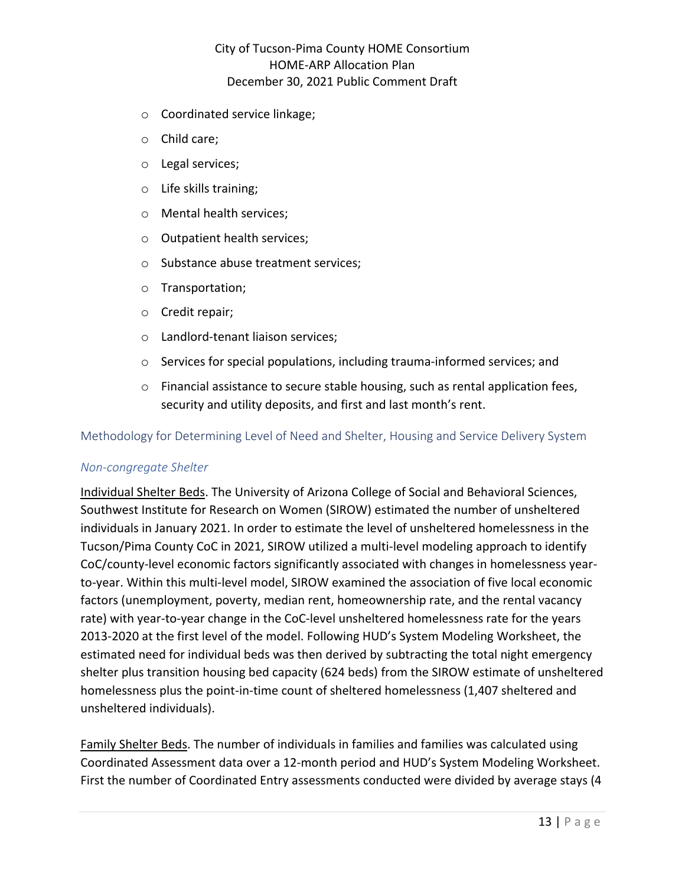- Coordinated service linkage;
- Child care;
- Legal services;
- Life skills training;
- Mental health services;
- Outpatient health services;
- Substance abuse treatment services;
- Transportation;
- Credit repair;
- Landlord-tenant liaison services;
- Services for special populations, including trauma-informed services; and
- Financial assistance to secure stable housing, such as rental application fees, security and utility deposits, and first and last month's rent.

## Methodology for Determining Level of Need and Shelter, Housing and Service Delivery System

### *Non-congregate Shelter*

Individual Shelter Beds. The University of Arizona College of Social and Behavioral Sciences, Southwest Institute for Research on Women (SIROW) estimated the number of unsheltered individuals in January 2021. In order to estimate the level of unsheltered homelessness in the Tucson/Pima County CoC in 2021, SIROW utilized a multi-level modeling approach to identify CoC/county-level economic factors significantly associated with changes in homelessness year-to-year. Within this multi-level model, SIROW examined the association of five local economic factors (unemployment, poverty, median rent, homeownership rate, and the rental vacancy rate) with year-to-year change in the CoC-level unsheltered homelessness rate for the years 2013-2020 at the first level of the model. Following HUD's System Modeling Worksheet, the estimated need for individual beds was then derived by subtracting the total night emergency shelter plus transition housing bed capacity (624 beds) from the SIROW estimate of unsheltered homelessness plus the point-in-time count of sheltered homelessness (1,407 sheltered and unsheltered individuals).

Family Shelter Beds. The number of individuals in families and families was calculated using Coordinated Assessment data over a 12-month period and HUD's System Modeling Worksheet. First the number of Coordinated Entry assessments conducted were divided by average stays (4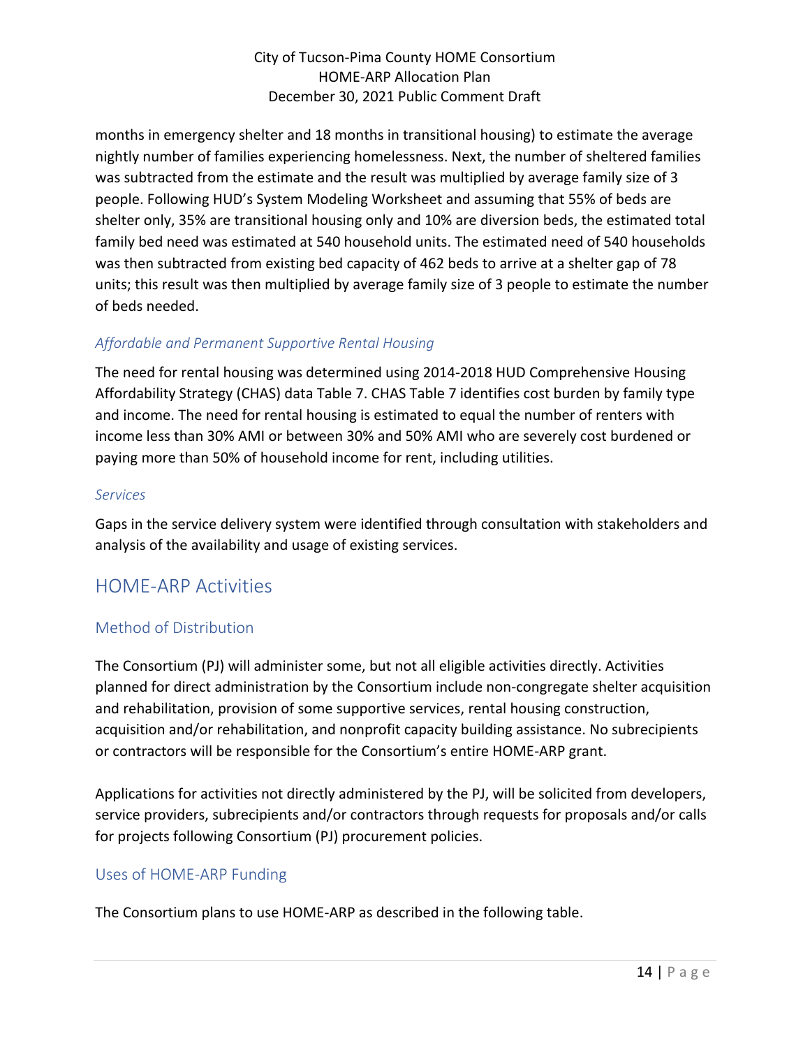months in emergency shelter and 18 months in transitional housing) to estimate the average nightly number of families experiencing homelessness. Next, the number of sheltered families was subtracted from the estimate and the result was multiplied by average family size of 3 people. Following HUD's System Modeling Worksheet and assuming that 55% of beds are shelter only, 35% are transitional housing only and 10% are diversion beds, the estimated total family bed need was estimated at 540 household units. The estimated need of 540 households was then subtracted from existing bed capacity of 462 beds to arrive at a shelter gap of 78 units; this result was then multiplied by average family size of 3 people to estimate the number of beds needed.

### *Affordable and Permanent Supportive Rental Housing*

The need for rental housing was determined using 2014-2018 HUD Comprehensive Housing Affordability Strategy (CHAS) data Table 7. CHAS Table 7 identifies cost burden by family type and income. The need for rental housing is estimated to equal the number of renters with income less than 30% AMI or between 30% and 50% AMI who are severely cost burdened or paying more than 50% of household income for rent, including utilities.

### *Services*

Gaps in the service delivery system were identified through consultation with stakeholders and analysis of the availability and usage of existing services.

# HOME-ARP Activities

## Method of Distribution

The Consortium (PJ) will administer some, but not all eligible activities directly. Activities planned for direct administration by the Consortium include non-congregate shelter acquisition and rehabilitation, provision of some supportive services, rental housing construction, acquisition and/or rehabilitation, and nonprofit capacity building assistance. No subrecipients or contractors will be responsible for the Consortium's entire HOME-ARP grant.

Applications for activities not directly administered by the PJ, will be solicited from developers, service providers, subrecipients and/or contractors through requests for proposals and/or calls for projects following Consortium (PJ) procurement policies.

## Uses of HOME-ARP Funding

The Consortium plans to use HOME-ARP as described in the following table.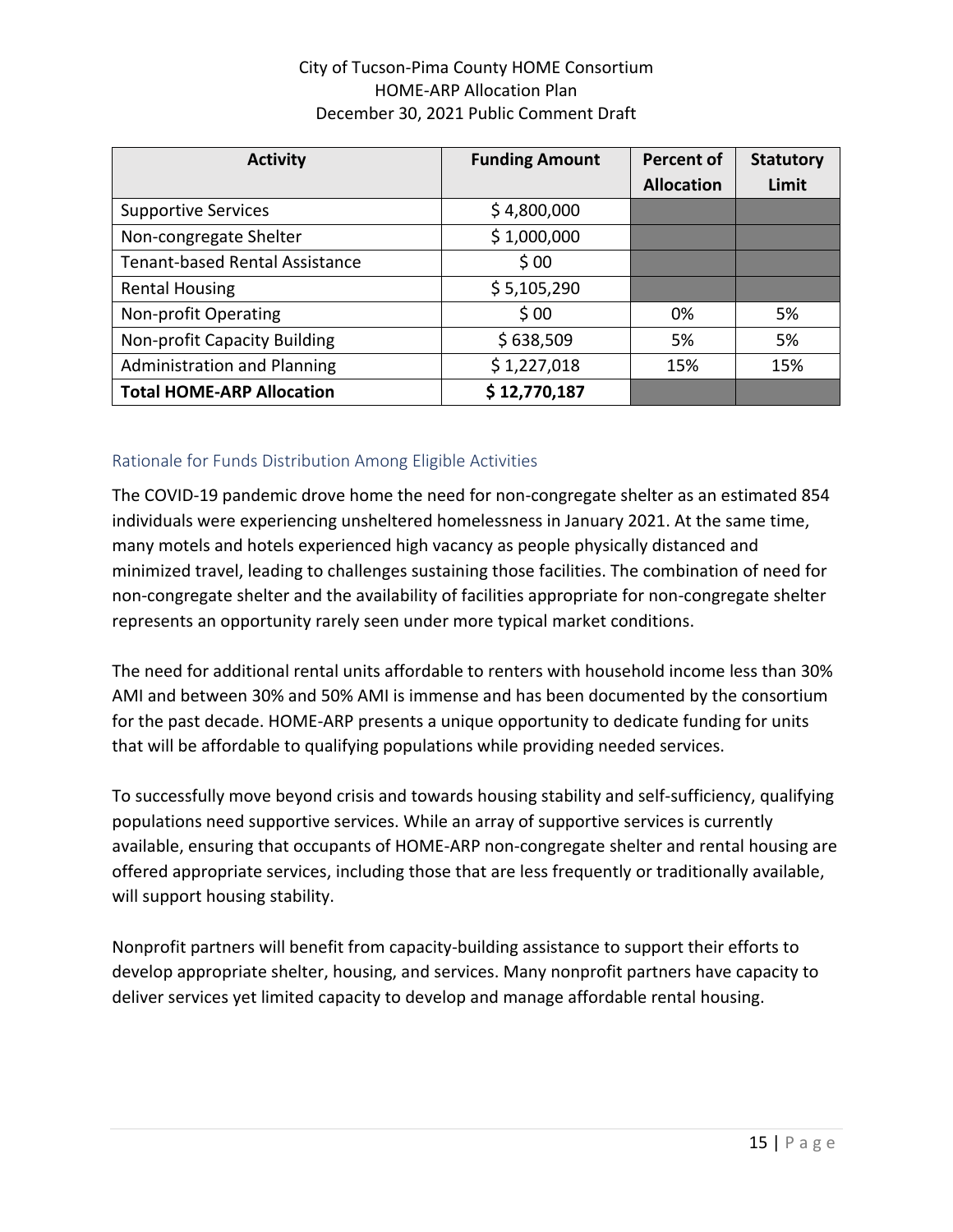| Activity | Funding Amount | Percent of Allocation | Statutory Limit |
|---|---|---|---|
| Supportive Services | $ 4,800,000 | | |
| Non-congregate Shelter | $ 1,000,000 | | |
| Tenant-based Rental Assistance | $ 00 | | |
| Rental Housing | $ 5,105,290 | | |
| Non-profit Operating | $ 00 | 0% | 5% |
| Non-profit Capacity Building | $ 638,509 | 5% | 5% |
| Administration and Planning | $ 1,227,018 | 15% | 15% |
| **Total HOME-ARP Allocation** | **$ 12,770,187** | | |

## Rationale for Funds Distribution Among Eligible Activities

The COVID-19 pandemic drove home the need for non-congregate shelter as an estimated 854 individuals were experiencing unsheltered homelessness in January 2021. At the same time, many motels and hotels experienced high vacancy as people physically distanced and minimized travel, leading to challenges sustaining those facilities. The combination of need for non-congregate shelter and the availability of facilities appropriate for non-congregate shelter represents an opportunity rarely seen under more typical market conditions.

The need for additional rental units affordable to renters with household income less than 30% AMI and between 30% and 50% AMI is immense and has been documented by the consortium for the past decade. HOME-ARP presents a unique opportunity to dedicate funding for units that will be affordable to qualifying populations while providing needed services.

To successfully move beyond crisis and towards housing stability and self-sufficiency, qualifying populations need supportive services. While an array of supportive services is currently available, ensuring that occupants of HOME-ARP non-congregate shelter and rental housing are offered appropriate services, including those that are less frequently or traditionally available, will support housing stability.

Nonprofit partners will benefit from capacity-building assistance to support their efforts to develop appropriate shelter, housing, and services. Many nonprofit partners have capacity to deliver services yet limited capacity to develop and manage affordable rental housing.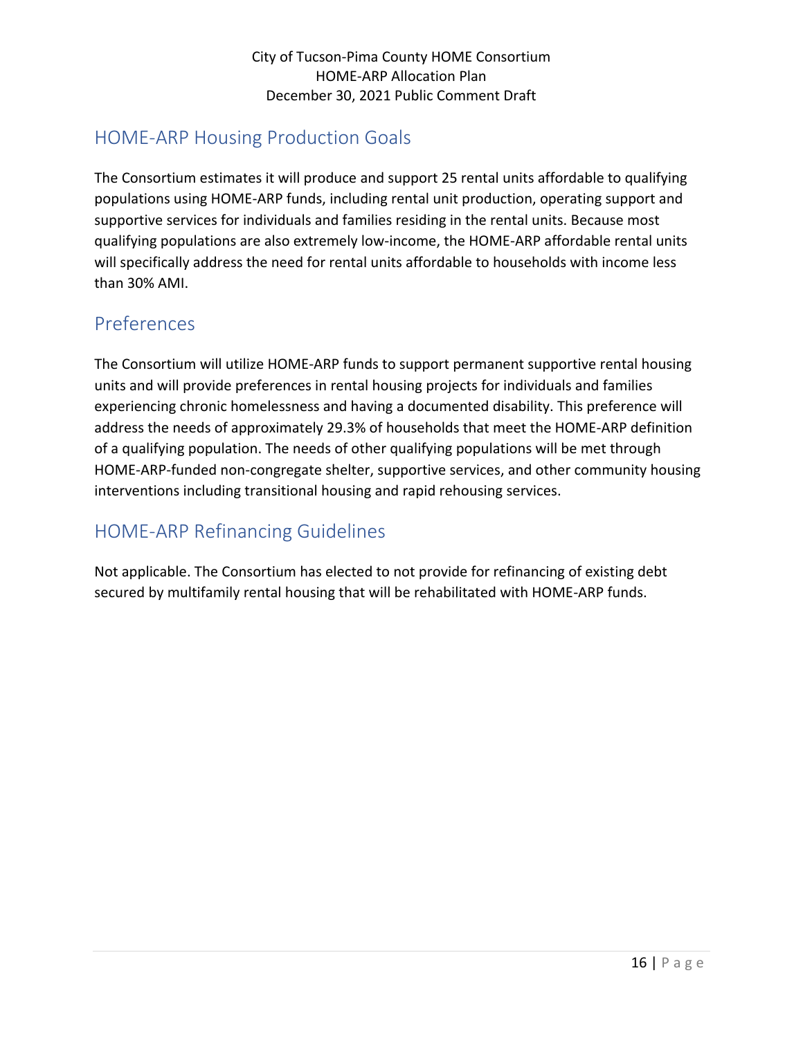## HOME-ARP Housing Production Goals

The Consortium estimates it will produce and support 25 rental units affordable to qualifying populations using HOME-ARP funds, including rental unit production, operating support and supportive services for individuals and families residing in the rental units. Because most qualifying populations are also extremely low-income, the HOME-ARP affordable rental units will specifically address the need for rental units affordable to households with income less than 30% AMI.

## Preferences

The Consortium will utilize HOME-ARP funds to support permanent supportive rental housing units and will provide preferences in rental housing projects for individuals and families experiencing chronic homelessness and having a documented disability. This preference will address the needs of approximately 29.3% of households that meet the HOME-ARP definition of a qualifying population. The needs of other qualifying populations will be met through HOME-ARP-funded non-congregate shelter, supportive services, and other community housing interventions including transitional housing and rapid rehousing services.

## HOME-ARP Refinancing Guidelines

Not applicable. The Consortium has elected to not provide for refinancing of existing debt secured by multifamily rental housing that will be rehabilitated with HOME-ARP funds.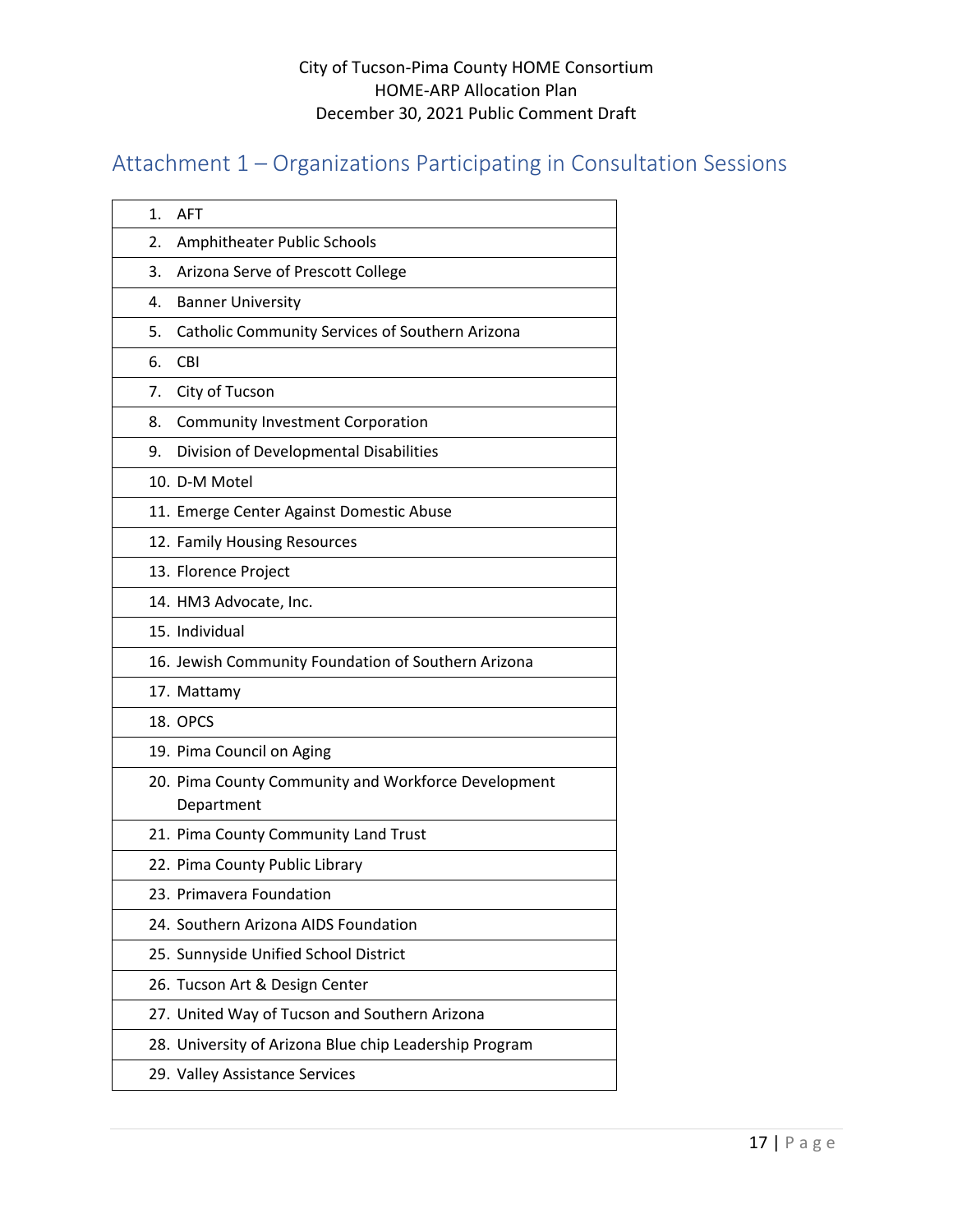## Attachment 1 – Organizations Participating in Consultation Sessions

| |
|---|
| 1. AFT |
| 2. Amphitheater Public Schools |
| 3. Arizona Serve of Prescott College |
| 4. Banner University |
| 5. Catholic Community Services of Southern Arizona |
| 6. CBI |
| 7. City of Tucson |
| 8. Community Investment Corporation |
| 9. Division of Developmental Disabilities |
| 10. D-M Motel |
| 11. Emerge Center Against Domestic Abuse |
| 12. Family Housing Resources |
| 13. Florence Project |
| 14. HM3 Advocate, Inc. |
| 15. Individual |
| 16. Jewish Community Foundation of Southern Arizona |
| 17. Mattamy |
| 18. OPCS |
| 19. Pima Council on Aging |
| 20. Pima County Community and Workforce Development Department |
| 21. Pima County Community Land Trust |
| 22. Pima County Public Library |
| 23. Primavera Foundation |
| 24. Southern Arizona AIDS Foundation |
| 25. Sunnyside Unified School District |
| 26. Tucson Art & Design Center |
| 27. United Way of Tucson and Southern Arizona |
| 28. University of Arizona Blue chip Leadership Program |
| 29. Valley Assistance Services |